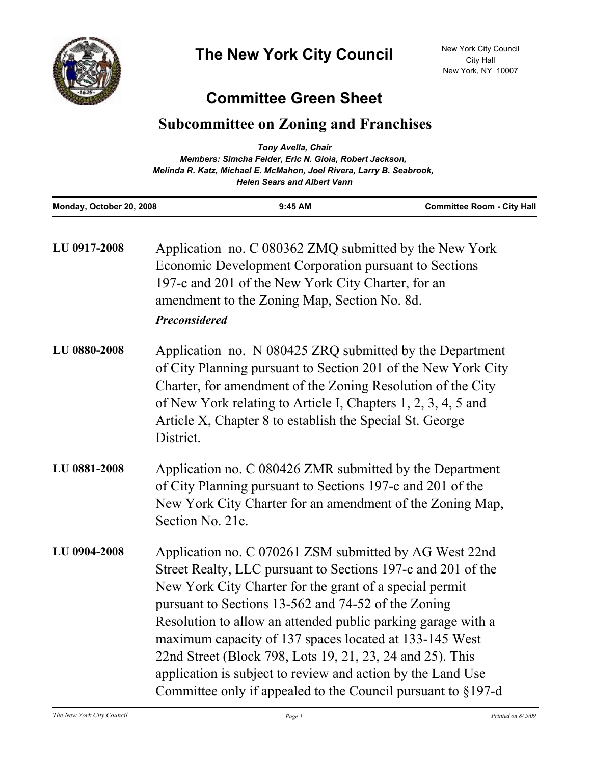# The New York City Council

New York City Council
City Hall
New York, NY 10007

## Committee Green Sheet

## Subcommittee on Zoning and Franchises

*Tony Avella, Chair*
*Members: Simcha Felder, Eric N. Gioia, Robert Jackson, Melinda R. Katz, Michael E. McMahon, Joel Rivera, Larry B. Seabrook, Helen Sears and Albert Vann*

| Monday, October 20, 2008 | 9:45 AM | Committee Room - City Hall |
|---|---|---|

**LU 0917-2008**

Application no. C 080362 ZMQ submitted by the New York Economic Development Corporation pursuant to Sections 197-c and 201 of the New York City Charter, for an amendment to the Zoning Map, Section No. 8d.

***Preconsidered***

**LU 0880-2008**

Application no. N 080425 ZRQ submitted by the Department of City Planning pursuant to Section 201 of the New York City Charter, for amendment of the Zoning Resolution of the City of New York relating to Article I, Chapters 1, 2, 3, 4, 5 and Article X, Chapter 8 to establish the Special St. George District.

**LU 0881-2008**

Application no. C 080426 ZMR submitted by the Department of City Planning pursuant to Sections 197-c and 201 of the New York City Charter for an amendment of the Zoning Map, Section No. 21c.

**LU 0904-2008**

Application no. C 070261 ZSM submitted by AG West 22nd Street Realty, LLC pursuant to Sections 197-c and 201 of the New York City Charter for the grant of a special permit pursuant to Sections 13-562 and 74-52 of the Zoning Resolution to allow an attended public parking garage with a maximum capacity of 137 spaces located at 133-145 West 22nd Street (Block 798, Lots 19, 21, 23, 24 and 25). This application is subject to review and action by the Land Use Committee only if appealed to the Council pursuant to §197-d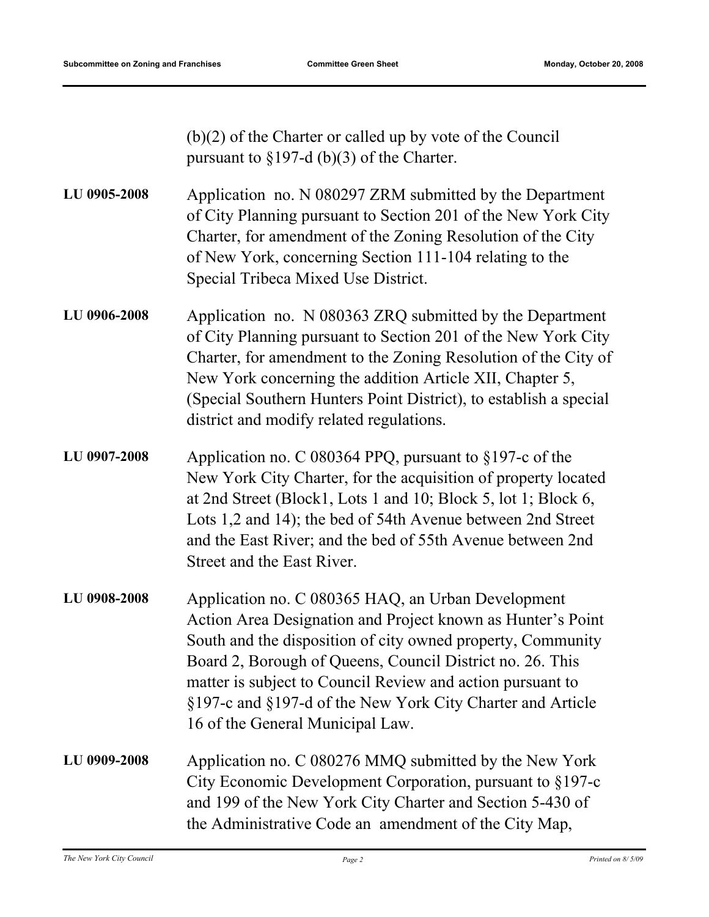(b)(2) of the Charter or called up by vote of the Council pursuant to §197-d (b)(3) of the Charter.

**LU 0905-2008** Application no. N 080297 ZRM submitted by the Department of City Planning pursuant to Section 201 of the New York City Charter, for amendment of the Zoning Resolution of the City of New York, concerning Section 111-104 relating to the Special Tribeca Mixed Use District.

**LU 0906-2008** Application no. N 080363 ZRQ submitted by the Department of City Planning pursuant to Section 201 of the New York City Charter, for amendment to the Zoning Resolution of the City of New York concerning the addition Article XII, Chapter 5, (Special Southern Hunters Point District), to establish a special district and modify related regulations.

**LU 0907-2008** Application no. C 080364 PPQ, pursuant to §197-c of the New York City Charter, for the acquisition of property located at 2nd Street (Block1, Lots 1 and 10; Block 5, lot 1; Block 6, Lots 1,2 and 14); the bed of 54th Avenue between 2nd Street and the East River; and the bed of 55th Avenue between 2nd Street and the East River.

**LU 0908-2008** Application no. C 080365 HAQ, an Urban Development Action Area Designation and Project known as Hunter's Point South and the disposition of city owned property, Community Board 2, Borough of Queens, Council District no. 26. This matter is subject to Council Review and action pursuant to §197-c and §197-d of the New York City Charter and Article 16 of the General Municipal Law.

**LU 0909-2008** Application no. C 080276 MMQ submitted by the New York City Economic Development Corporation, pursuant to §197-c and 199 of the New York City Charter and Section 5-430 of the Administrative Code an amendment of the City Map,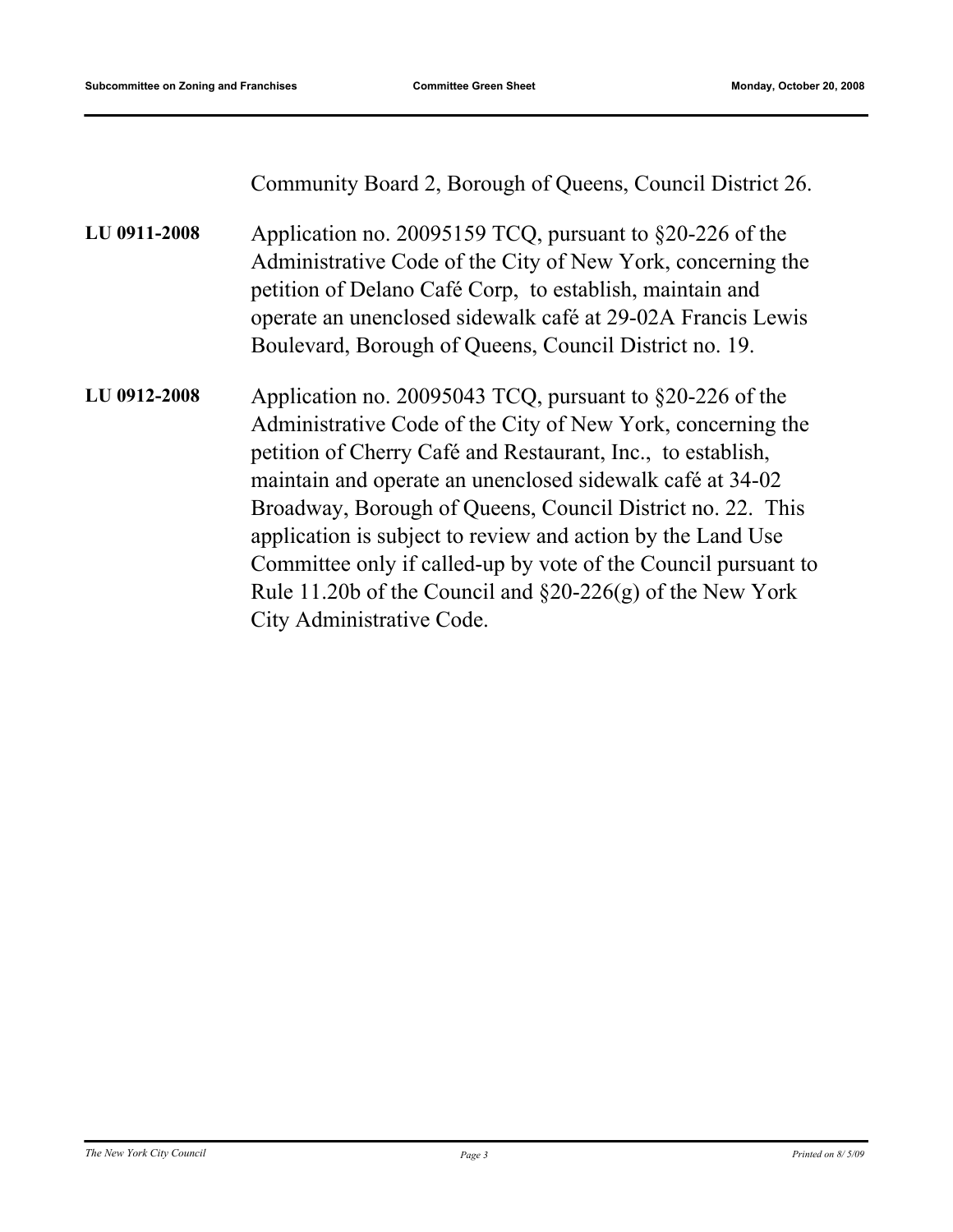Community Board 2, Borough of Queens, Council District 26.

**LU 0911-2008** Application no. 20095159 TCQ, pursuant to §20-226 of the Administrative Code of the City of New York, concerning the petition of Delano Café Corp, to establish, maintain and operate an unenclosed sidewalk café at 29-02A Francis Lewis Boulevard, Borough of Queens, Council District no. 19.

**LU 0912-2008** Application no. 20095043 TCQ, pursuant to §20-226 of the Administrative Code of the City of New York, concerning the petition of Cherry Café and Restaurant, Inc., to establish, maintain and operate an unenclosed sidewalk café at 34-02 Broadway, Borough of Queens, Council District no. 22. This application is subject to review and action by the Land Use Committee only if called-up by vote of the Council pursuant to Rule 11.20b of the Council and §20-226(g) of the New York City Administrative Code.